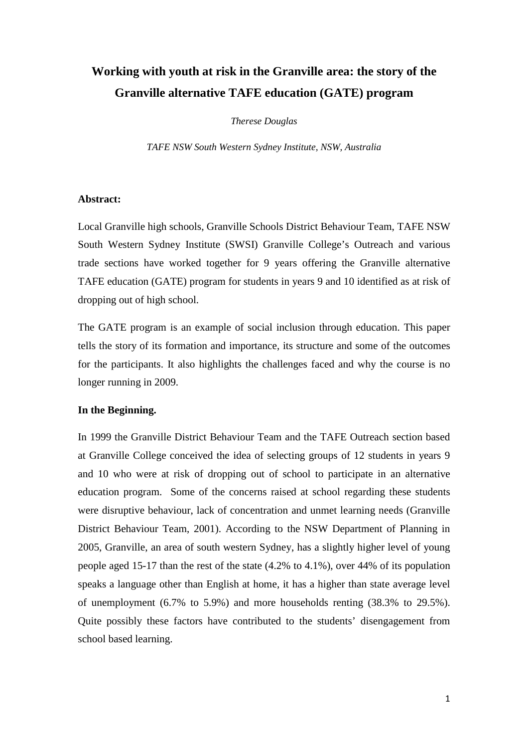# Working with youth at risk in the Granville area: the story of the Granville alternative TAFE education (GATE) program

*Therese Douglas*

*TAFE NSW South Western Sydney Institute, NSW, Australia*

**Abstract:**

Local Granville high schools, Granville Schools District Behaviour Team, TAFE NSW South Western Sydney Institute (SWSI) Granville College's Outreach and various trade sections have worked together for 9 years offering the Granville alternative TAFE education (GATE) program for students in years 9 and 10 identified as at risk of dropping out of high school.

The GATE program is an example of social inclusion through education. This paper tells the story of its formation and importance, its structure and some of the outcomes for the participants. It also highlights the challenges faced and why the course is no longer running in 2009.

**In the Beginning.**

In 1999 the Granville District Behaviour Team and the TAFE Outreach section based at Granville College conceived the idea of selecting groups of 12 students in years 9 and 10 who were at risk of dropping out of school to participate in an alternative education program. Some of the concerns raised at school regarding these students were disruptive behaviour, lack of concentration and unmet learning needs (Granville District Behaviour Team, 2001). According to the NSW Department of Planning in 2005, Granville, an area of south western Sydney, has a slightly higher level of young people aged 15-17 than the rest of the state (4.2% to 4.1%), over 44% of its population speaks a language other than English at home, it has a higher than state average level of unemployment (6.7% to 5.9%) and more households renting (38.3% to 29.5%). Quite possibly these factors have contributed to the students' disengagement from school based learning.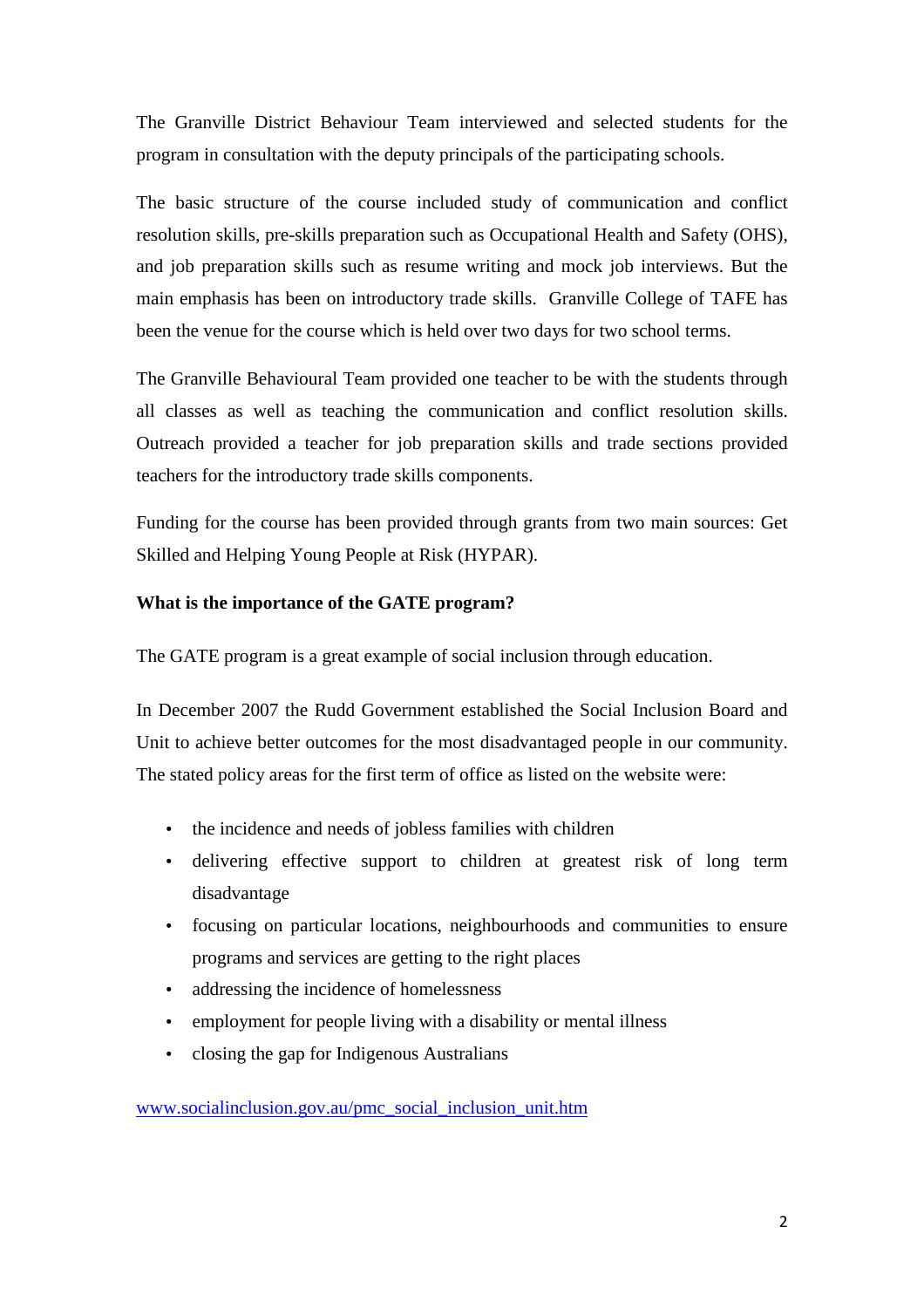The Granville District Behaviour Team interviewed and selected students for the program in consultation with the deputy principals of the participating schools.

The basic structure of the course included study of communication and conflict resolution skills, pre-skills preparation such as Occupational Health and Safety (OHS), and job preparation skills such as resume writing and mock job interviews. But the main emphasis has been on introductory trade skills. Granville College of TAFE has been the venue for the course which is held over two days for two school terms.

The Granville Behavioural Team provided one teacher to be with the students through all classes as well as teaching the communication and conflict resolution skills. Outreach provided a teacher for job preparation skills and trade sections provided teachers for the introductory trade skills components.

Funding for the course has been provided through grants from two main sources: Get Skilled and Helping Young People at Risk (HYPAR).

**What is the importance of the GATE program?**

The GATE program is a great example of social inclusion through education.

In December 2007 the Rudd Government established the Social Inclusion Board and Unit to achieve better outcomes for the most disadvantaged people in our community. The stated policy areas for the first term of office as listed on the website were:

- the incidence and needs of jobless families with children
- delivering effective support to children at greatest risk of long term disadvantage
- focusing on particular locations, neighbourhoods and communities to ensure programs and services are getting to the right places
- addressing the incidence of homelessness
- employment for people living with a disability or mental illness
- closing the gap for Indigenous Australians

www.socialinclusion.gov.au/pmc_social_inclusion_unit.htm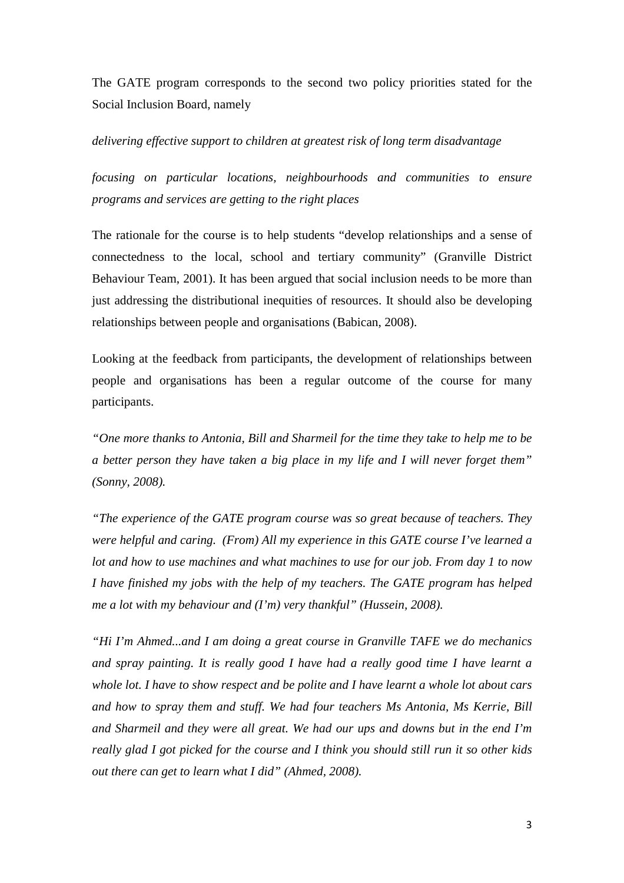The GATE program corresponds to the second two policy priorities stated for the Social Inclusion Board, namely

*delivering effective support to children at greatest risk of long term disadvantage*

*focusing on particular locations, neighbourhoods and communities to ensure programs and services are getting to the right places*

The rationale for the course is to help students "develop relationships and a sense of connectedness to the local, school and tertiary community" (Granville District Behaviour Team, 2001). It has been argued that social inclusion needs to be more than just addressing the distributional inequities of resources. It should also be developing relationships between people and organisations (Babican, 2008).

Looking at the feedback from participants, the development of relationships between people and organisations has been a regular outcome of the course for many participants.

*"One more thanks to Antonia, Bill and Sharmeil for the time they take to help me to be a better person they have taken a big place in my life and I will never forget them" (Sonny, 2008).*

*"The experience of the GATE program course was so great because of teachers. They were helpful and caring. (From) All my experience in this GATE course I've learned a lot and how to use machines and what machines to use for our job. From day 1 to now I have finished my jobs with the help of my teachers. The GATE program has helped me a lot with my behaviour and (I'm) very thankful" (Hussein, 2008).*

*"Hi I'm Ahmed...and I am doing a great course in Granville TAFE we do mechanics and spray painting. It is really good I have had a really good time I have learnt a whole lot. I have to show respect and be polite and I have learnt a whole lot about cars and how to spray them and stuff. We had four teachers Ms Antonia, Ms Kerrie, Bill and Sharmeil and they were all great. We had our ups and downs but in the end I'm really glad I got picked for the course and I think you should still run it so other kids out there can get to learn what I did" (Ahmed, 2008).*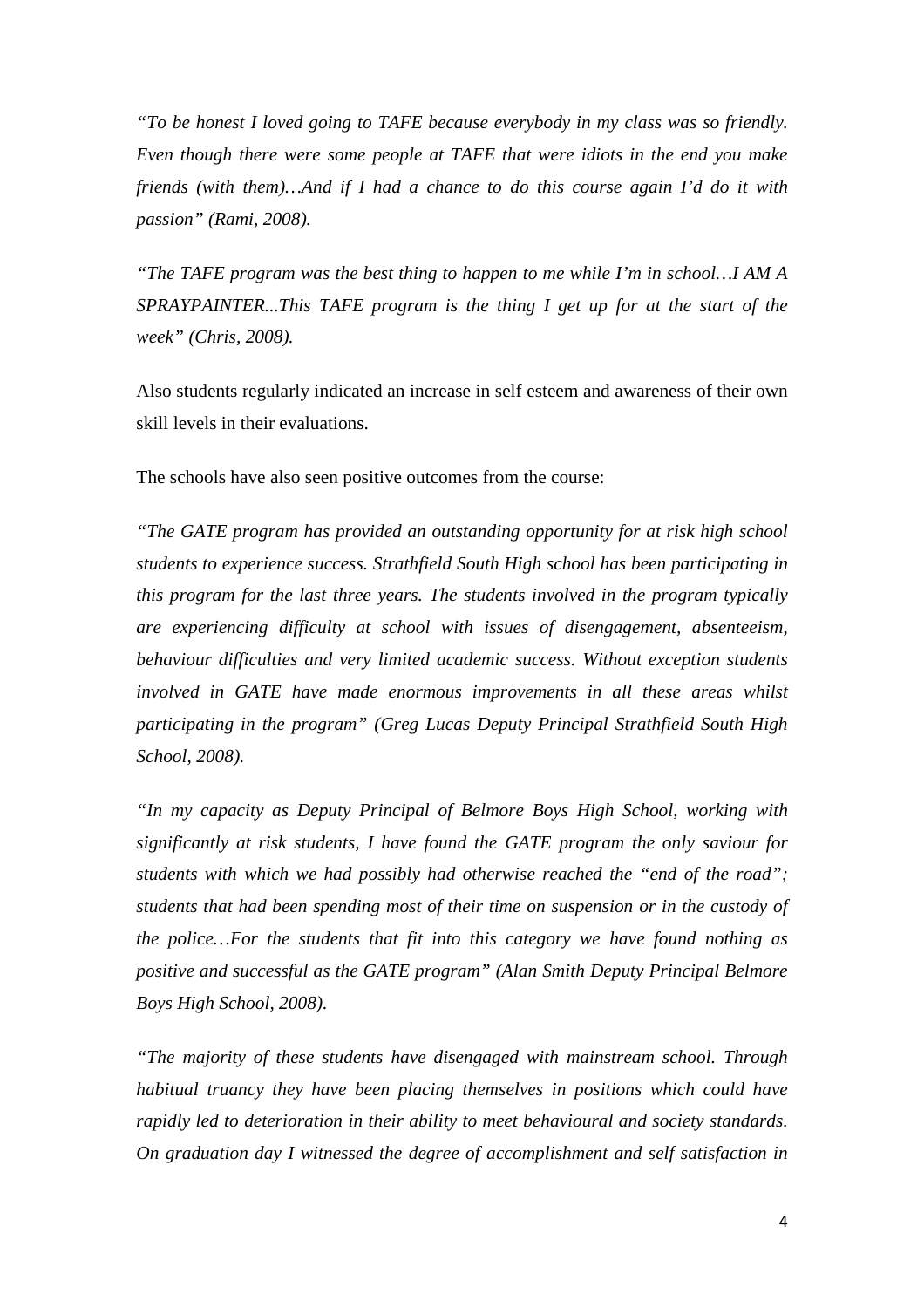*"To be honest I loved going to TAFE because everybody in my class was so friendly. Even though there were some people at TAFE that were idiots in the end you make friends (with them)…And if I had a chance to do this course again I'd do it with passion" (Rami, 2008).*

*"The TAFE program was the best thing to happen to me while I'm in school…I AM A SPRAYPAINTER...This TAFE program is the thing I get up for at the start of the week" (Chris, 2008).*

Also students regularly indicated an increase in self esteem and awareness of their own skill levels in their evaluations.

The schools have also seen positive outcomes from the course:

*"The GATE program has provided an outstanding opportunity for at risk high school students to experience success. Strathfield South High school has been participating in this program for the last three years. The students involved in the program typically are experiencing difficulty at school with issues of disengagement, absenteeism, behaviour difficulties and very limited academic success. Without exception students involved in GATE have made enormous improvements in all these areas whilst participating in the program" (Greg Lucas Deputy Principal Strathfield South High School, 2008).*

*"In my capacity as Deputy Principal of Belmore Boys High School, working with significantly at risk students, I have found the GATE program the only saviour for students with which we had possibly had otherwise reached the "end of the road"; students that had been spending most of their time on suspension or in the custody of the police…For the students that fit into this category we have found nothing as positive and successful as the GATE program" (Alan Smith Deputy Principal Belmore Boys High School, 2008).*

*"The majority of these students have disengaged with mainstream school. Through habitual truancy they have been placing themselves in positions which could have rapidly led to deterioration in their ability to meet behavioural and society standards. On graduation day I witnessed the degree of accomplishment and self satisfaction in*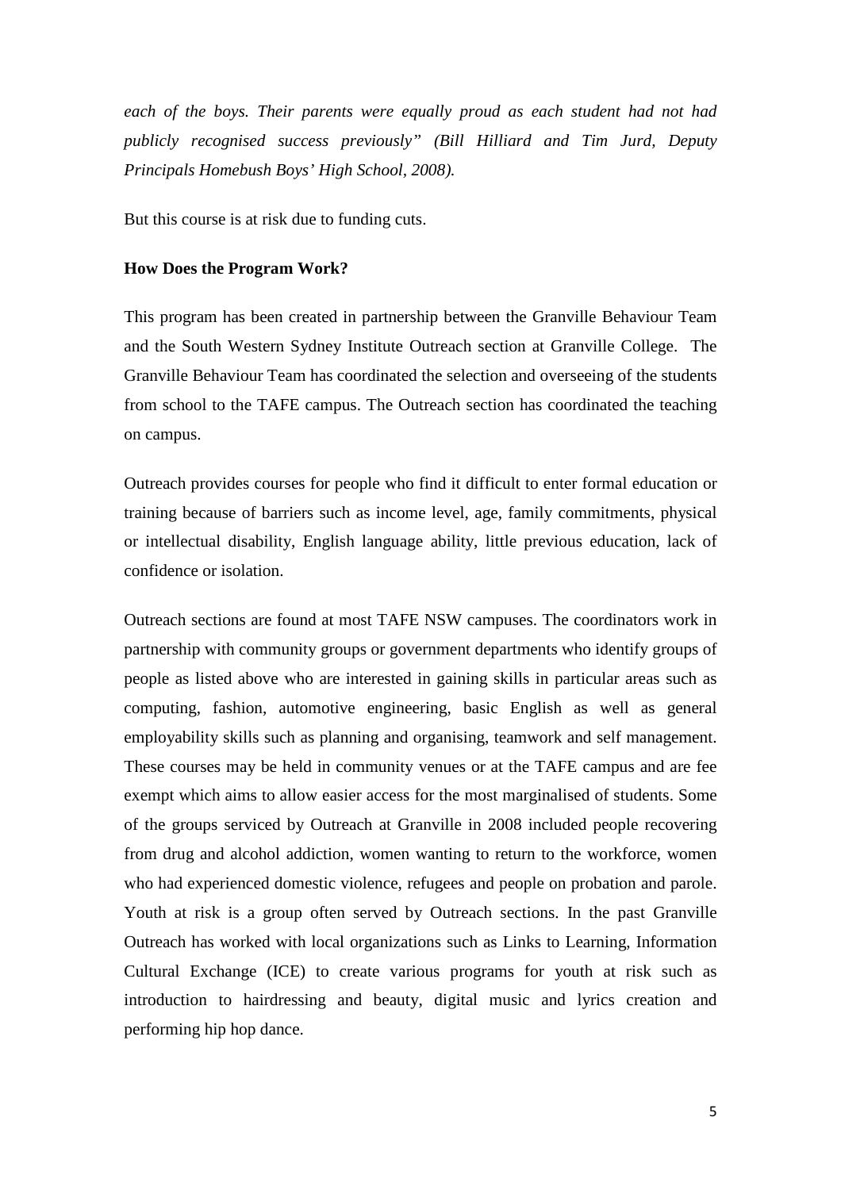*each of the boys. Their parents were equally proud as each student had not had publicly recognised success previously" (Bill Hilliard and Tim Jurd, Deputy Principals Homebush Boys' High School, 2008).*

But this course is at risk due to funding cuts.

**How Does the Program Work?**

This program has been created in partnership between the Granville Behaviour Team and the South Western Sydney Institute Outreach section at Granville College. The Granville Behaviour Team has coordinated the selection and overseeing of the students from school to the TAFE campus. The Outreach section has coordinated the teaching on campus.

Outreach provides courses for people who find it difficult to enter formal education or training because of barriers such as income level, age, family commitments, physical or intellectual disability, English language ability, little previous education, lack of confidence or isolation.

Outreach sections are found at most TAFE NSW campuses. The coordinators work in partnership with community groups or government departments who identify groups of people as listed above who are interested in gaining skills in particular areas such as computing, fashion, automotive engineering, basic English as well as general employability skills such as planning and organising, teamwork and self management. These courses may be held in community venues or at the TAFE campus and are fee exempt which aims to allow easier access for the most marginalised of students. Some of the groups serviced by Outreach at Granville in 2008 included people recovering from drug and alcohol addiction, women wanting to return to the workforce, women who had experienced domestic violence, refugees and people on probation and parole. Youth at risk is a group often served by Outreach sections. In the past Granville Outreach has worked with local organizations such as Links to Learning, Information Cultural Exchange (ICE) to create various programs for youth at risk such as introduction to hairdressing and beauty, digital music and lyrics creation and performing hip hop dance.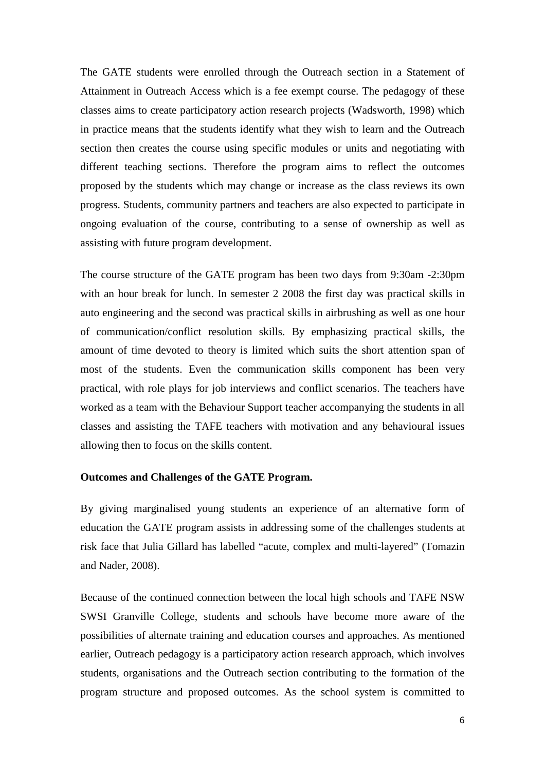The GATE students were enrolled through the Outreach section in a Statement of Attainment in Outreach Access which is a fee exempt course. The pedagogy of these classes aims to create participatory action research projects (Wadsworth, 1998) which in practice means that the students identify what they wish to learn and the Outreach section then creates the course using specific modules or units and negotiating with different teaching sections. Therefore the program aims to reflect the outcomes proposed by the students which may change or increase as the class reviews its own progress. Students, community partners and teachers are also expected to participate in ongoing evaluation of the course, contributing to a sense of ownership as well as assisting with future program development.

The course structure of the GATE program has been two days from 9:30am -2:30pm with an hour break for lunch. In semester 2 2008 the first day was practical skills in auto engineering and the second was practical skills in airbrushing as well as one hour of communication/conflict resolution skills. By emphasizing practical skills, the amount of time devoted to theory is limited which suits the short attention span of most of the students. Even the communication skills component has been very practical, with role plays for job interviews and conflict scenarios. The teachers have worked as a team with the Behaviour Support teacher accompanying the students in all classes and assisting the TAFE teachers with motivation and any behavioural issues allowing then to focus on the skills content.

**Outcomes and Challenges of the GATE Program.**

By giving marginalised young students an experience of an alternative form of education the GATE program assists in addressing some of the challenges students at risk face that Julia Gillard has labelled "acute, complex and multi-layered" (Tomazin and Nader, 2008).

Because of the continued connection between the local high schools and TAFE NSW SWSI Granville College, students and schools have become more aware of the possibilities of alternate training and education courses and approaches. As mentioned earlier, Outreach pedagogy is a participatory action research approach, which involves students, organisations and the Outreach section contributing to the formation of the program structure and proposed outcomes. As the school system is committed to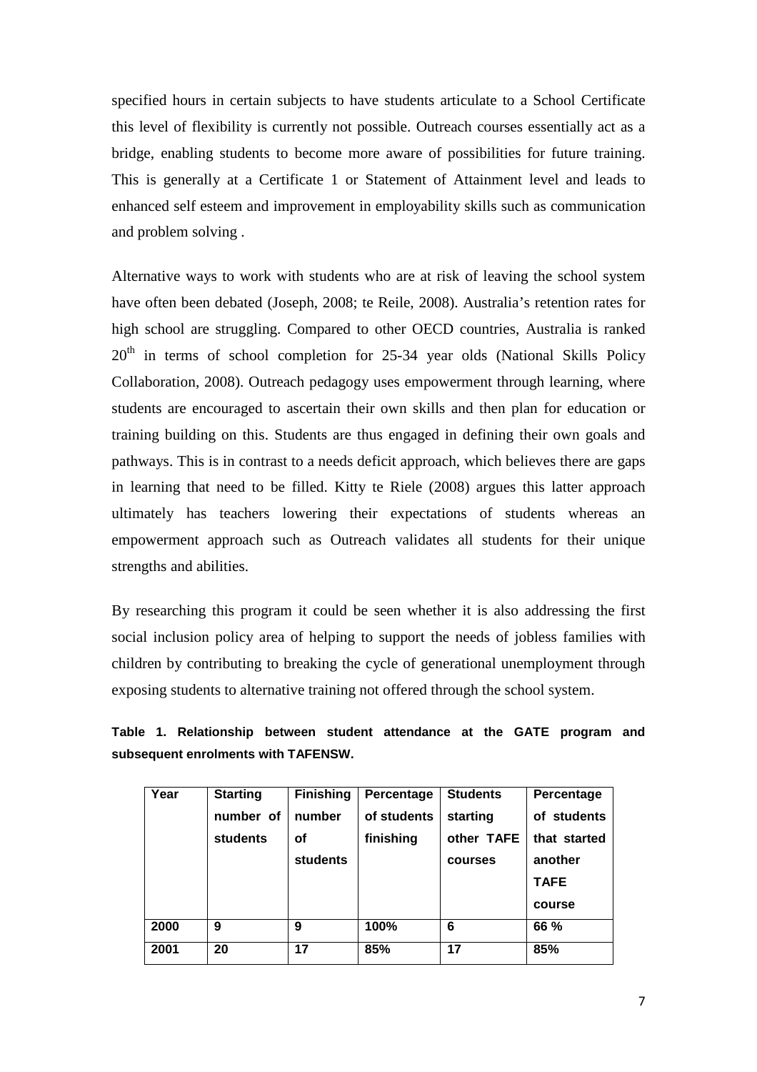specified hours in certain subjects to have students articulate to a School Certificate this level of flexibility is currently not possible. Outreach courses essentially act as a bridge, enabling students to become more aware of possibilities for future training. This is generally at a Certificate 1 or Statement of Attainment level and leads to enhanced self esteem and improvement in employability skills such as communication and problem solving .

Alternative ways to work with students who are at risk of leaving the school system have often been debated (Joseph, 2008; te Reile, 2008). Australia's retention rates for high school are struggling. Compared to other OECD countries, Australia is ranked 20th in terms of school completion for 25-34 year olds (National Skills Policy Collaboration, 2008). Outreach pedagogy uses empowerment through learning, where students are encouraged to ascertain their own skills and then plan for education or training building on this. Students are thus engaged in defining their own goals and pathways. This is in contrast to a needs deficit approach, which believes there are gaps in learning that need to be filled. Kitty te Riele (2008) argues this latter approach ultimately has teachers lowering their expectations of students whereas an empowerment approach such as Outreach validates all students for their unique strengths and abilities.

By researching this program it could be seen whether it is also addressing the first social inclusion policy area of helping to support the needs of jobless families with children by contributing to breaking the cycle of generational unemployment through exposing students to alternative training not offered through the school system.

**Table 1. Relationship between student attendance at the GATE program and subsequent enrolments with TAFENSW.**

| Year | Starting number of students | Finishing number of students | Percentage of students finishing | Students starting other TAFE courses | Percentage of students that started another TAFE course |
|---|---|---|---|---|---|
| 2000 | 9 | 9 | 100% | 6 | 66 % |
| 2001 | 20 | 17 | 85% | 17 | 85% |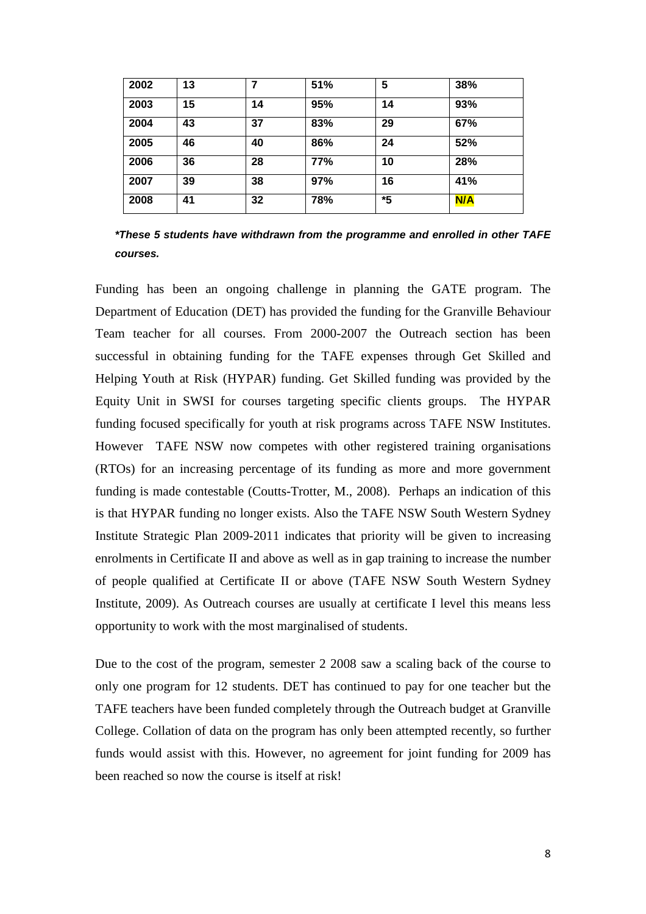| 2002 | 13 | 7 | 51% | 5 | 38% |
|---|---|---|---|---|---|
| 2003 | 15 | 14 | 95% | 14 | 93% |
| 2004 | 43 | 37 | 83% | 29 | 67% |
| 2005 | 46 | 40 | 86% | 24 | 52% |
| 2006 | 36 | 28 | 77% | 10 | 28% |
| 2007 | 39 | 38 | 97% | 16 | 41% |
| 2008 | 41 | 32 | 78% | *5 | N/A |

***These 5 students have withdrawn from the programme and enrolled in other TAFE courses.***

Funding has been an ongoing challenge in planning the GATE program. The Department of Education (DET) has provided the funding for the Granville Behaviour Team teacher for all courses. From 2000-2007 the Outreach section has been successful in obtaining funding for the TAFE expenses through Get Skilled and Helping Youth at Risk (HYPAR) funding. Get Skilled funding was provided by the Equity Unit in SWSI for courses targeting specific clients groups. The HYPAR funding focused specifically for youth at risk programs across TAFE NSW Institutes. However TAFE NSW now competes with other registered training organisations (RTOs) for an increasing percentage of its funding as more and more government funding is made contestable (Coutts-Trotter, M., 2008). Perhaps an indication of this is that HYPAR funding no longer exists. Also the TAFE NSW South Western Sydney Institute Strategic Plan 2009-2011 indicates that priority will be given to increasing enrolments in Certificate II and above as well as in gap training to increase the number of people qualified at Certificate II or above (TAFE NSW South Western Sydney Institute, 2009). As Outreach courses are usually at certificate I level this means less opportunity to work with the most marginalised of students.

Due to the cost of the program, semester 2 2008 saw a scaling back of the course to only one program for 12 students. DET has continued to pay for one teacher but the TAFE teachers have been funded completely through the Outreach budget at Granville College. Collation of data on the program has only been attempted recently, so further funds would assist with this. However, no agreement for joint funding for 2009 has been reached so now the course is itself at risk!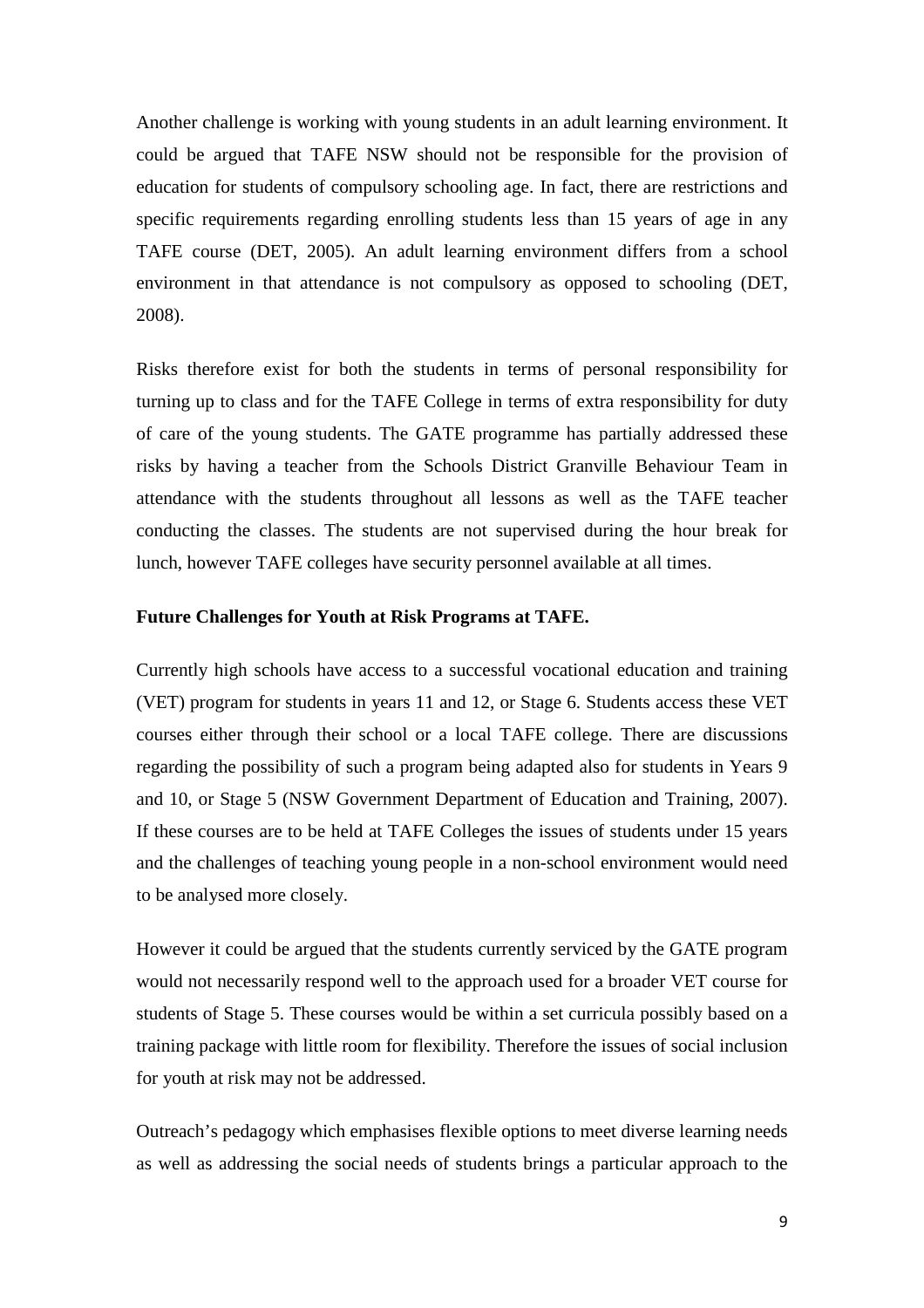Another challenge is working with young students in an adult learning environment. It could be argued that TAFE NSW should not be responsible for the provision of education for students of compulsory schooling age. In fact, there are restrictions and specific requirements regarding enrolling students less than 15 years of age in any TAFE course (DET, 2005). An adult learning environment differs from a school environment in that attendance is not compulsory as opposed to schooling (DET, 2008).

Risks therefore exist for both the students in terms of personal responsibility for turning up to class and for the TAFE College in terms of extra responsibility for duty of care of the young students. The GATE programme has partially addressed these risks by having a teacher from the Schools District Granville Behaviour Team in attendance with the students throughout all lessons as well as the TAFE teacher conducting the classes. The students are not supervised during the hour break for lunch, however TAFE colleges have security personnel available at all times.

**Future Challenges for Youth at Risk Programs at TAFE.**

Currently high schools have access to a successful vocational education and training (VET) program for students in years 11 and 12, or Stage 6. Students access these VET courses either through their school or a local TAFE college. There are discussions regarding the possibility of such a program being adapted also for students in Years 9 and 10, or Stage 5 (NSW Government Department of Education and Training, 2007). If these courses are to be held at TAFE Colleges the issues of students under 15 years and the challenges of teaching young people in a non-school environment would need to be analysed more closely.

However it could be argued that the students currently serviced by the GATE program would not necessarily respond well to the approach used for a broader VET course for students of Stage 5. These courses would be within a set curricula possibly based on a training package with little room for flexibility. Therefore the issues of social inclusion for youth at risk may not be addressed.

Outreach's pedagogy which emphasises flexible options to meet diverse learning needs as well as addressing the social needs of students brings a particular approach to the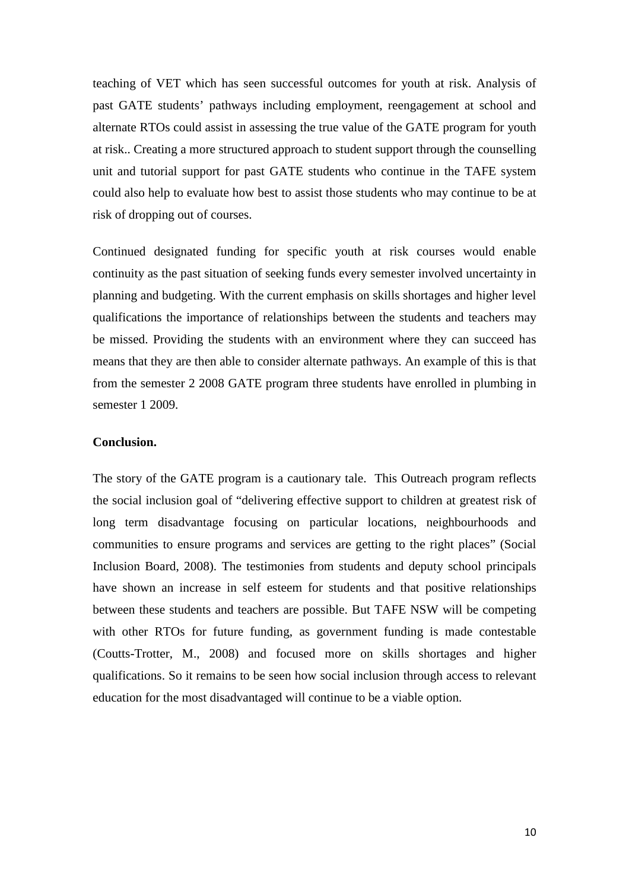teaching of VET which has seen successful outcomes for youth at risk. Analysis of past GATE students' pathways including employment, reengagement at school and alternate RTOs could assist in assessing the true value of the GATE program for youth at risk.. Creating a more structured approach to student support through the counselling unit and tutorial support for past GATE students who continue in the TAFE system could also help to evaluate how best to assist those students who may continue to be at risk of dropping out of courses.

Continued designated funding for specific youth at risk courses would enable continuity as the past situation of seeking funds every semester involved uncertainty in planning and budgeting. With the current emphasis on skills shortages and higher level qualifications the importance of relationships between the students and teachers may be missed. Providing the students with an environment where they can succeed has means that they are then able to consider alternate pathways. An example of this is that from the semester 2 2008 GATE program three students have enrolled in plumbing in semester 1 2009.

**Conclusion.**

The story of the GATE program is a cautionary tale. This Outreach program reflects the social inclusion goal of "delivering effective support to children at greatest risk of long term disadvantage focusing on particular locations, neighbourhoods and communities to ensure programs and services are getting to the right places" (Social Inclusion Board, 2008). The testimonies from students and deputy school principals have shown an increase in self esteem for students and that positive relationships between these students and teachers are possible. But TAFE NSW will be competing with other RTOs for future funding, as government funding is made contestable (Coutts-Trotter, M., 2008) and focused more on skills shortages and higher qualifications. So it remains to be seen how social inclusion through access to relevant education for the most disadvantaged will continue to be a viable option.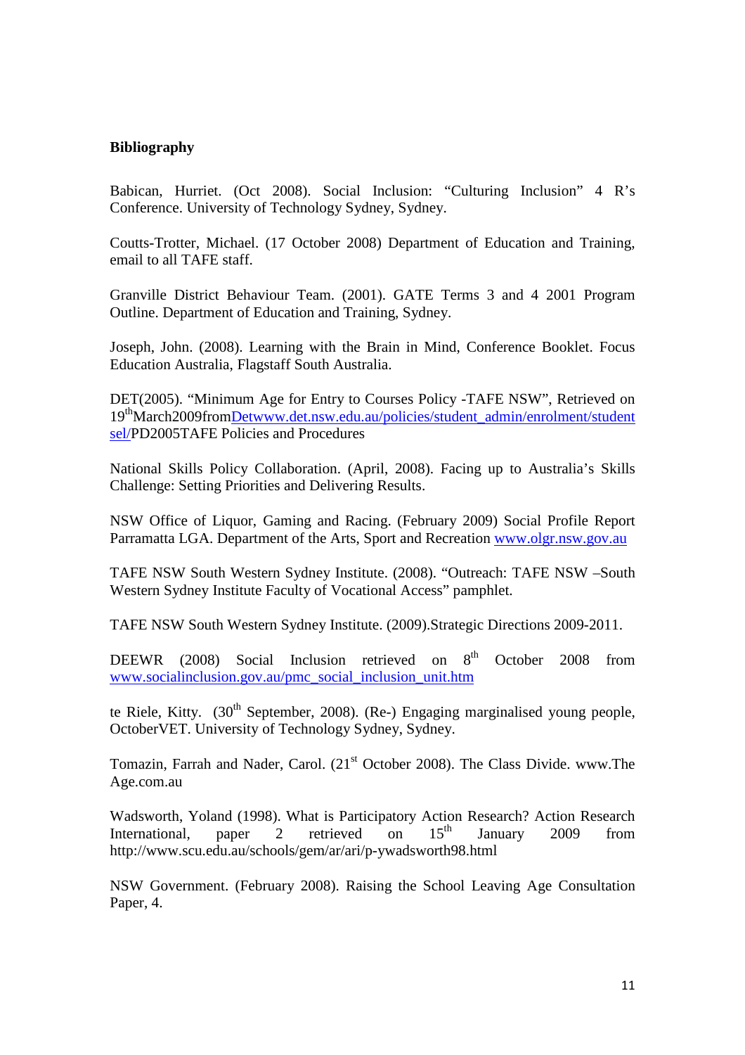**Bibliography**

Babican, Hurriet. (Oct 2008). Social Inclusion: "Culturing Inclusion" 4 R's Conference. University of Technology Sydney, Sydney.

Coutts-Trotter, Michael. (17 October 2008) Department of Education and Training, email to all TAFE staff.

Granville District Behaviour Team. (2001). GATE Terms 3 and 4 2001 Program Outline. Department of Education and Training, Sydney.

Joseph, John. (2008). Learning with the Brain in Mind, Conference Booklet. Focus Education Australia, Flagstaff South Australia.

DET(2005). "Minimum Age for Entry to Courses Policy -TAFE NSW", Retrieved on 19th March2009fromDetwww.det.nsw.edu.au/policies/student_admin/enrolment/studentsel/PD2005TAFE Policies and Procedures

National Skills Policy Collaboration. (April, 2008). Facing up to Australia's Skills Challenge: Setting Priorities and Delivering Results.

NSW Office of Liquor, Gaming and Racing. (February 2009) Social Profile Report Parramatta LGA. Department of the Arts, Sport and Recreation www.olgr.nsw.gov.au

TAFE NSW South Western Sydney Institute. (2008). "Outreach: TAFE NSW –South Western Sydney Institute Faculty of Vocational Access" pamphlet.

TAFE NSW South Western Sydney Institute. (2009).Strategic Directions 2009-2011.

DEEWR (2008) Social Inclusion retrieved on 8th October 2008 from www.socialinclusion.gov.au/pmc_social_inclusion_unit.htm

te Riele, Kitty. (30th September, 2008). (Re-) Engaging marginalised young people, OctoberVET. University of Technology Sydney, Sydney.

Tomazin, Farrah and Nader, Carol. (21st October 2008). The Class Divide. www.The Age.com.au

Wadsworth, Yoland (1998). What is Participatory Action Research? Action Research International, paper 2 retrieved on 15th January 2009 from http://www.scu.edu.au/schools/gem/ar/ari/p-ywadsworth98.html

NSW Government. (February 2008). Raising the School Leaving Age Consultation Paper, 4.